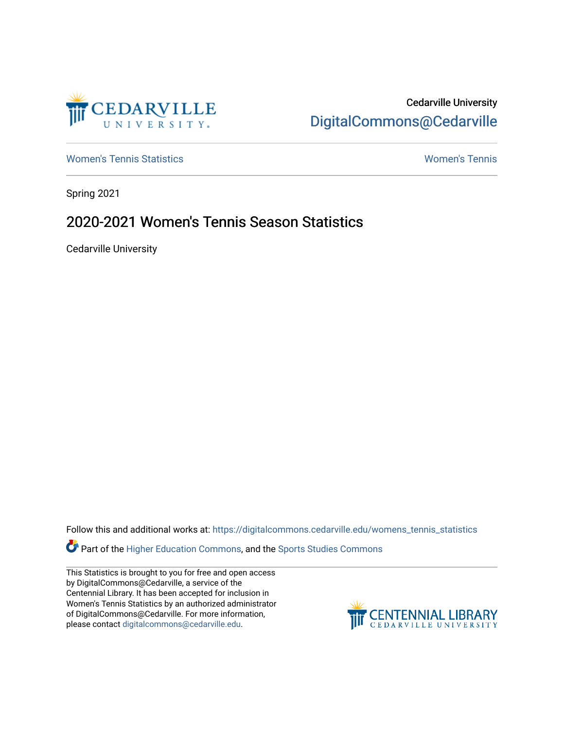Cedarville University
DigitalCommons@Cedarville

Women's Tennis Statistics | Women's Tennis

Spring 2021

# 2020-2021 Women's Tennis Season Statistics

Cedarville University

Follow this and additional works at: https://digitalcommons.cedarville.edu/womens_tennis_statistics

Part of the Higher Education Commons, and the Sports Studies Commons

This Statistics is brought to you for free and open access by DigitalCommons@Cedarville, a service of the Centennial Library. It has been accepted for inclusion in Women's Tennis Statistics by an authorized administrator of DigitalCommons@Cedarville. For more information, please contact digitalcommons@cedarville.edu.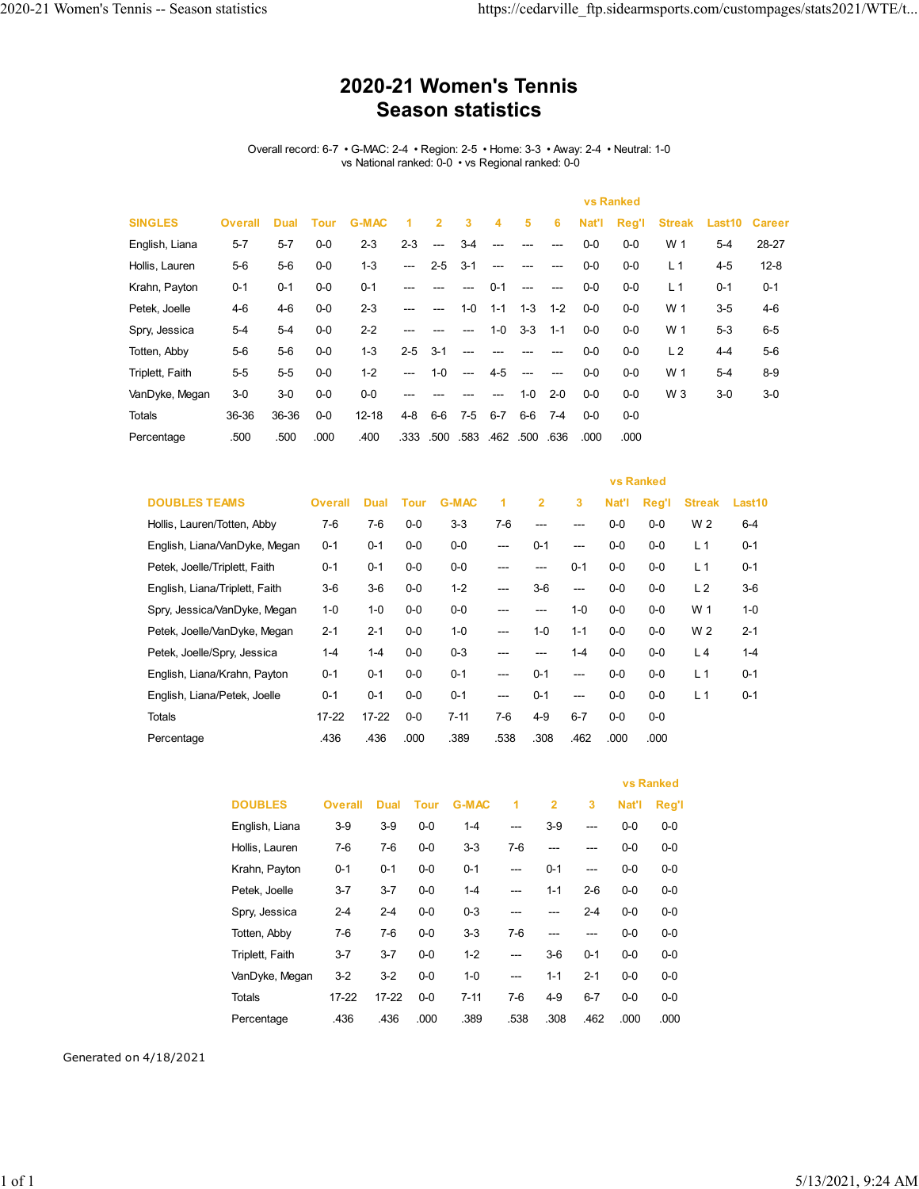# 2020-21 Women's Tennis
## Season statistics

Overall record: 6-7 • G-MAC: 2-4 • Region: 2-5 • Home: 3-3 • Away: 2-4 • Neutral: 1-0
vs National ranked: 0-0 • vs Regional ranked: 0-0

| | | | | | | | | | | | vs Ranked | | | | |
|---|---|---|---|---|---|---|---|---|---|---|---|---|---|---|---|
| SINGLES | Overall | Dual | Tour | G-MAC | 1 | 2 | 3 | 4 | 5 | 6 | Nat'l | Reg'l | Streak | Last10 | Career |
| English, Liana | 5-7 | 5-7 | 0-0 | 2-3 | 2-3 | --- | 3-4 | --- | --- | --- | 0-0 | 0-0 | W 1 | 5-4 | 28-27 |
| Hollis, Lauren | 5-6 | 5-6 | 0-0 | 1-3 | --- | 2-5 | 3-1 | --- | --- | --- | 0-0 | 0-0 | L 1 | 4-5 | 12-8 |
| Krahn, Payton | 0-1 | 0-1 | 0-0 | 0-1 | --- | --- | --- | 0-1 | --- | --- | 0-0 | 0-0 | L 1 | 0-1 | 0-1 |
| Petek, Joelle | 4-6 | 4-6 | 0-0 | 2-3 | --- | --- | 1-0 | 1-1 | 1-3 | 1-2 | 0-0 | 0-0 | W 1 | 3-5 | 4-6 |
| Spry, Jessica | 5-4 | 5-4 | 0-0 | 2-2 | --- | --- | --- | 1-0 | 3-3 | 1-1 | 0-0 | 0-0 | W 1 | 5-3 | 6-5 |
| Totten, Abby | 5-6 | 5-6 | 0-0 | 1-3 | 2-5 | 3-1 | --- | --- | --- | --- | 0-0 | 0-0 | L 2 | 4-4 | 5-6 |
| Triplett, Faith | 5-5 | 5-5 | 0-0 | 1-2 | --- | 1-0 | --- | 4-5 | --- | --- | 0-0 | 0-0 | W 1 | 5-4 | 8-9 |
| VanDyke, Megan | 3-0 | 3-0 | 0-0 | 0-0 | --- | --- | --- | --- | 1-0 | 2-0 | 0-0 | 0-0 | W 3 | 3-0 | 3-0 |
| Totals | 36-36 | 36-36 | 0-0 | 12-18 | 4-8 | 6-6 | 7-5 | 6-7 | 6-6 | 7-4 | 0-0 | 0-0 | | | |
| Percentage | .500 | .500 | .000 | .400 | .333 | .500 | .583 | .462 | .500 | .636 | .000 | .000 | | | |

| | | | | | | | | vs Ranked | | | |
|---|---|---|---|---|---|---|---|---|---|---|---|
| DOUBLES TEAMS | Overall | Dual | Tour | G-MAC | 1 | 2 | 3 | Nat'l | Reg'l | Streak | Last10 |
| Hollis, Lauren/Totten, Abby | 7-6 | 7-6 | 0-0 | 3-3 | 7-6 | --- | --- | 0-0 | 0-0 | W 2 | 6-4 |
| English, Liana/VanDyke, Megan | 0-1 | 0-1 | 0-0 | 0-0 | --- | 0-1 | --- | 0-0 | 0-0 | L 1 | 0-1 |
| Petek, Joelle/Triplett, Faith | 0-1 | 0-1 | 0-0 | 0-0 | --- | --- | 0-1 | 0-0 | 0-0 | L 1 | 0-1 |
| English, Liana/Triplett, Faith | 3-6 | 3-6 | 0-0 | 1-2 | --- | 3-6 | --- | 0-0 | 0-0 | L 2 | 3-6 |
| Spry, Jessica/VanDyke, Megan | 1-0 | 1-0 | 0-0 | 0-0 | --- | --- | 1-0 | 0-0 | 0-0 | W 1 | 1-0 |
| Petek, Joelle/VanDyke, Megan | 2-1 | 2-1 | 0-0 | 1-0 | --- | 1-0 | 1-1 | 0-0 | 0-0 | W 2 | 2-1 |
| Petek, Joelle/Spry, Jessica | 1-4 | 1-4 | 0-0 | 0-3 | --- | --- | 1-4 | 0-0 | 0-0 | L 4 | 1-4 |
| English, Liana/Krahn, Payton | 0-1 | 0-1 | 0-0 | 0-1 | --- | 0-1 | --- | 0-0 | 0-0 | L 1 | 0-1 |
| English, Liana/Petek, Joelle | 0-1 | 0-1 | 0-0 | 0-1 | --- | 0-1 | --- | 0-0 | 0-0 | L 1 | 0-1 |
| Totals | 17-22 | 17-22 | 0-0 | 7-11 | 7-6 | 4-9 | 6-7 | 0-0 | 0-0 | | |
| Percentage | .436 | .436 | .000 | .389 | .538 | .308 | .462 | .000 | .000 | | |

| | | | | | | | | vs Ranked | |
|---|---|---|---|---|---|---|---|---|---|
| DOUBLES | Overall | Dual | Tour | G-MAC | 1 | 2 | 3 | Nat'l | Reg'l |
| English, Liana | 3-9 | 3-9 | 0-0 | 1-4 | --- | 3-9 | --- | 0-0 | 0-0 |
| Hollis, Lauren | 7-6 | 7-6 | 0-0 | 3-3 | 7-6 | --- | --- | 0-0 | 0-0 |
| Krahn, Payton | 0-1 | 0-1 | 0-0 | 0-1 | --- | 0-1 | --- | 0-0 | 0-0 |
| Petek, Joelle | 3-7 | 3-7 | 0-0 | 1-4 | --- | 1-1 | 2-6 | 0-0 | 0-0 |
| Spry, Jessica | 2-4 | 2-4 | 0-0 | 0-3 | --- | --- | 2-4 | 0-0 | 0-0 |
| Totten, Abby | 7-6 | 7-6 | 0-0 | 3-3 | 7-6 | --- | --- | 0-0 | 0-0 |
| Triplett, Faith | 3-7 | 3-7 | 0-0 | 1-2 | --- | 3-6 | 0-1 | 0-0 | 0-0 |
| VanDyke, Megan | 3-2 | 3-2 | 0-0 | 1-0 | --- | 1-1 | 2-1 | 0-0 | 0-0 |
| Totals | 17-22 | 17-22 | 0-0 | 7-11 | 7-6 | 4-9 | 6-7 | 0-0 | 0-0 |
| Percentage | .436 | .436 | .000 | .389 | .538 | .308 | .462 | .000 | .000 |

Generated on 4/18/2021